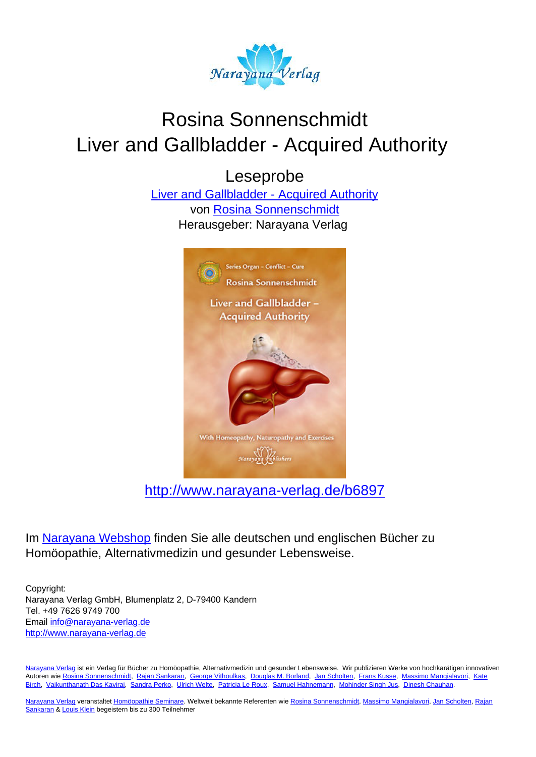# Rosina Sonnenschmidt
# Liver and Gallbladder - Acquired Authority

## Leseprobe

Liver and Gallbladder - Acquired Authority
von Rosina Sonnenschmidt
Herausgeber: Narayana Verlag

http://www.narayana-verlag.de/b6897

Im Narayana Webshop finden Sie alle deutschen und englischen Bücher zu Homöopathie, Alternativmedizin und gesunder Lebensweise.

Copyright:
Narayana Verlag GmbH, Blumenplatz 2, D-79400 Kandern
Tel. +49 7626 9749 700
Email info@narayana-verlag.de
http://www.narayana-verlag.de

Narayana Verlag ist ein Verlag für Bücher zu Homöopathie, Alternativmedizin und gesunder Lebensweise. Wir publizieren Werke von hochkarätigen innovativen Autoren wie Rosina Sonnenschmidt, Rajan Sankaran, George Vithoulkas, Douglas M. Borland, Jan Scholten, Frans Kusse, Massimo Mangialavori, Kate Birch, Vaikunthanath Das Kaviraj, Sandra Perko, Ulrich Welte, Patricia Le Roux, Samuel Hahnemann, Mohinder Singh Jus, Dinesh Chauhan.

Narayana Verlag veranstaltet Homöopathie Seminare. Weltweit bekannte Referenten wie Rosina Sonnenschmidt, Massimo Mangialavori, Jan Scholten, Rajan Sankaran & Louis Klein begeistern bis zu 300 Teilnehmer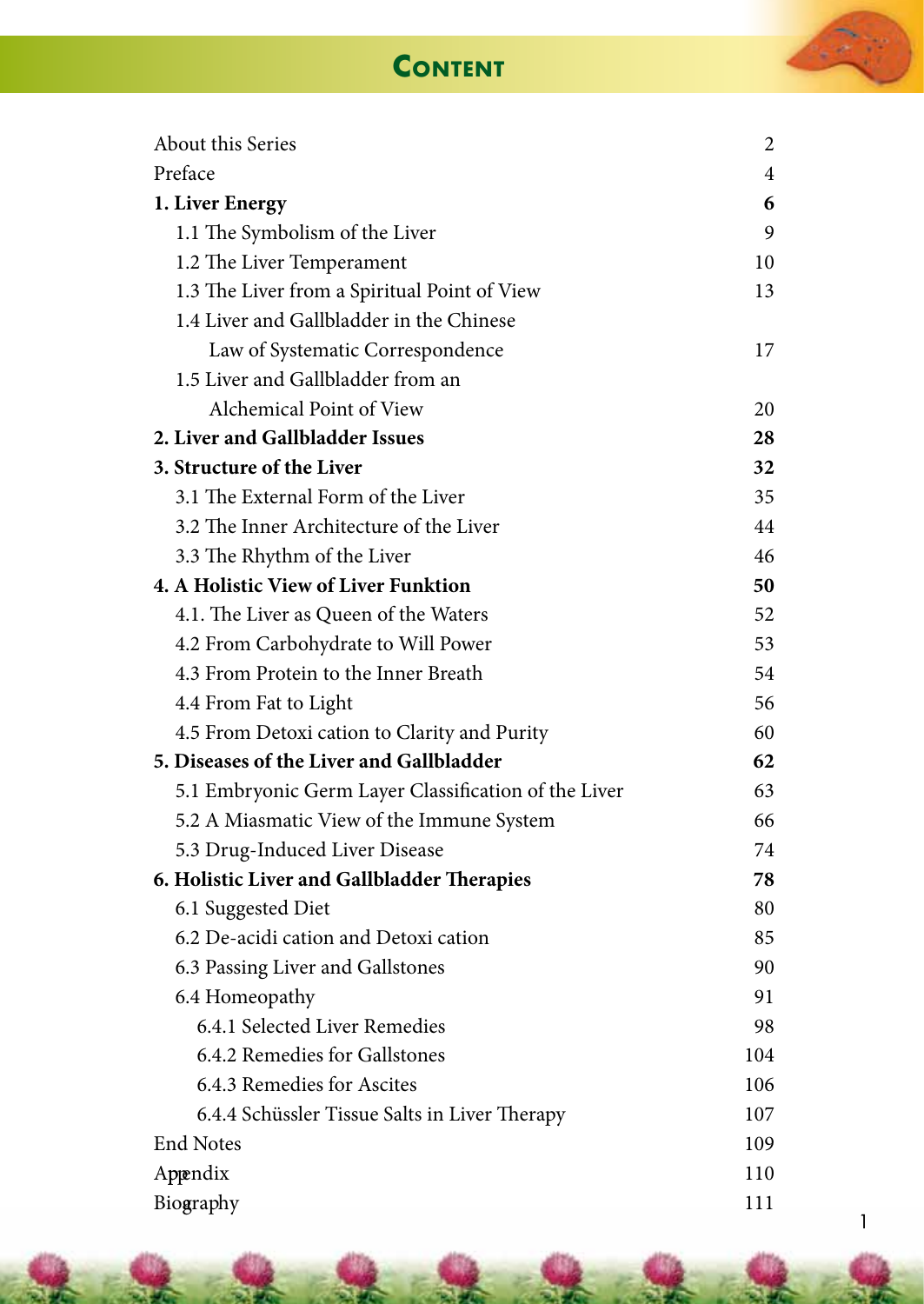# Content

| | |
|---|---|
| About this Series | 2 |
| Preface | 4 |
| **1. Liver Energy** | **6** |
| 1.1 The Symbolism of the Liver | 9 |
| 1.2 The Liver Temperament | 10 |
| 1.3 The Liver from a Spiritual Point of View | 13 |
| 1.4 Liver and Gallbladder in the Chinese Law of Systematic Correspondence | 17 |
| 1.5 Liver and Gallbladder from an Alchemical Point of View | 20 |
| **2. Liver and Gallbladder Issues** | **28** |
| **3. Structure of the Liver** | **32** |
| 3.1 The External Form of the Liver | 35 |
| 3.2 The Inner Architecture of the Liver | 44 |
| 3.3 The Rhythm of the Liver | 46 |
| **4. A Holistic View of Liver Funktion** | **50** |
| 4.1. The Liver as Queen of the Waters | 52 |
| 4.2 From Carbohydrate to Will Power | 53 |
| 4.3 From Protein to the Inner Breath | 54 |
| 4.4 From Fat to Light | 56 |
| 4.5 From Detoxi cation to Clarity and Purity | 60 |
| **5. Diseases of the Liver and Gallbladder** | **62** |
| 5.1 Embryonic Germ Layer Classification of the Liver | 63 |
| 5.2 A Miasmatic View of the Immune System | 66 |
| 5.3 Drug-Induced Liver Disease | 74 |
| **6. Holistic Liver and Gallbladder Therapies** | **78** |
| 6.1 Suggested Diet | 80 |
| 6.2 De-acidi cation and Detoxi cation | 85 |
| 6.3 Passing Liver and Gallstones | 90 |
| 6.4 Homeopathy | 91 |
| 6.4.1 Selected Liver Remedies | 98 |
| 6.4.2 Remedies for Gallstones | 104 |
| 6.4.3 Remedies for Ascites | 106 |
| 6.4.4 Schüssler Tissue Salts in Liver Therapy | 107 |
| End Notes | 109 |
| Appendix | 110 |
| Biography | 111 |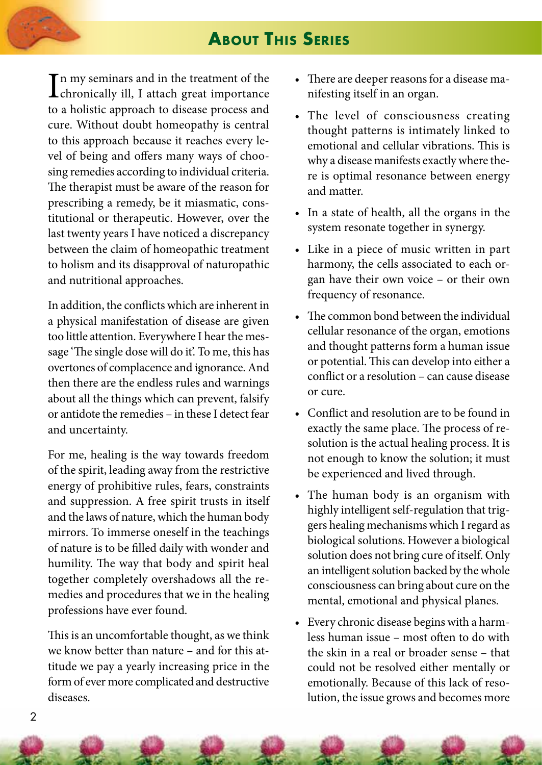## About This Series

In my seminars and in the treatment of the chronically ill, I attach great importance to a holistic approach to disease process and cure. Without doubt homeopathy is central to this approach because it reaches every level of being and offers many ways of choosing remedies according to individual criteria. The therapist must be aware of the reason for prescribing a remedy, be it miasmatic, constitutional or therapeutic. However, over the last twenty years I have noticed a discrepancy between the claim of homeopathic treatment to holism and its disapproval of naturopathic and nutritional approaches.

In addition, the conflicts which are inherent in a physical manifestation of disease are given too little attention. Everywhere I hear the message 'The single dose will do it'. To me, this has overtones of complacence and ignorance. And then there are the endless rules and warnings about all the things which can prevent, falsify or antidote the remedies – in these I detect fear and uncertainty.

For me, healing is the way towards freedom of the spirit, leading away from the restrictive energy of prohibitive rules, fears, constraints and suppression. A free spirit trusts in itself and the laws of nature, which the human body mirrors. To immerse oneself in the teachings of nature is to be filled daily with wonder and humility. The way that body and spirit heal together completely overshadows all the remedies and procedures that we in the healing professions have ever found.

This is an uncomfortable thought, as we think we know better than nature – and for this attitude we pay a yearly increasing price in the form of ever more complicated and destructive diseases.

- There are deeper reasons for a disease manifesting itself in an organ.
- The level of consciousness creating thought patterns is intimately linked to emotional and cellular vibrations. This is why a disease manifests exactly where there is optimal resonance between energy and matter.
- In a state of health, all the organs in the system resonate together in synergy.
- Like in a piece of music written in part harmony, the cells associated to each organ have their own voice – or their own frequency of resonance.
- The common bond between the individual cellular resonance of the organ, emotions and thought patterns form a human issue or potential. This can develop into either a conflict or a resolution – can cause disease or cure.
- Conflict and resolution are to be found in exactly the same place. The process of resolution is the actual healing process. It is not enough to know the solution; it must be experienced and lived through.
- The human body is an organism with highly intelligent self-regulation that triggers healing mechanisms which I regard as biological solutions. However a biological solution does not bring cure of itself. Only an intelligent solution backed by the whole consciousness can bring about cure on the mental, emotional and physical planes.
- Every chronic disease begins with a harmless human issue – most often to do with the skin in a real or broader sense – that could not be resolved either mentally or emotionally. Because of this lack of resolution, the issue grows and becomes more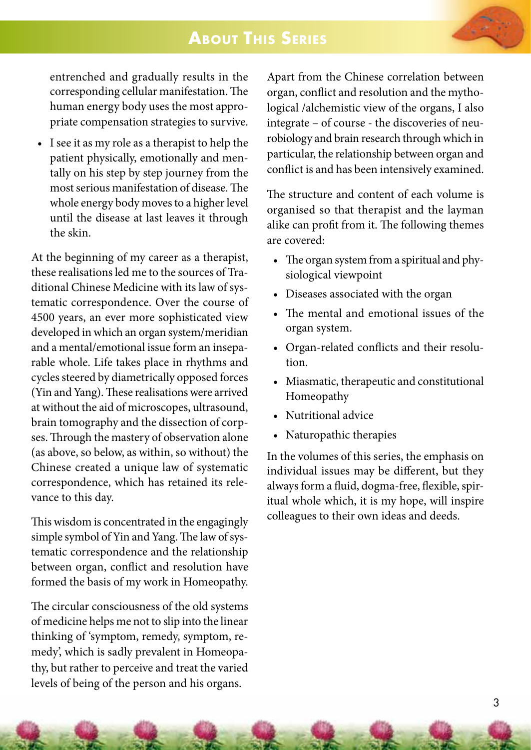entrenched and gradually results in the corresponding cellular manifestation. The human energy body uses the most appropriate compensation strategies to survive.

- I see it as my role as a therapist to help the patient physically, emotionally and mentally on his step by step journey from the most serious manifestation of disease. The whole energy body moves to a higher level until the disease at last leaves it through the skin.

At the beginning of my career as a therapist, these realisations led me to the sources of Traditional Chinese Medicine with its law of systematic correspondence. Over the course of 4500 years, an ever more sophisticated view developed in which an organ system/meridian and a mental/emotional issue form an inseparable whole. Life takes place in rhythms and cycles steered by diametrically opposed forces (Yin and Yang). These realisations were arrived at without the aid of microscopes, ultrasound, brain tomography and the dissection of corpses. Through the mastery of observation alone (as above, so below, as within, so without) the Chinese created a unique law of systematic correspondence, which has retained its relevance to this day.

This wisdom is concentrated in the engagingly simple symbol of Yin and Yang. The law of systematic correspondence and the relationship between organ, conflict and resolution have formed the basis of my work in Homeopathy.

The circular consciousness of the old systems of medicine helps me not to slip into the linear thinking of 'symptom, remedy, symptom, remedy', which is sadly prevalent in Homeopathy, but rather to perceive and treat the varied levels of being of the person and his organs.

Apart from the Chinese correlation between organ, conflict and resolution and the mythological /alchemistic view of the organs, I also integrate – of course - the discoveries of neurobiology and brain research through which in particular, the relationship between organ and conflict is and has been intensively examined.

The structure and content of each volume is organised so that therapist and the layman alike can profit from it. The following themes are covered:

- The organ system from a spiritual and physiological viewpoint
- Diseases associated with the organ
- The mental and emotional issues of the organ system.
- Organ-related conflicts and their resolution.
- Miasmatic, therapeutic and constitutional Homeopathy
- Nutritional advice
- Naturopathic therapies

In the volumes of this series, the emphasis on individual issues may be different, but they always form a fluid, dogma-free, flexible, spiritual whole which, it is my hope, will inspire colleagues to their own ideas and deeds.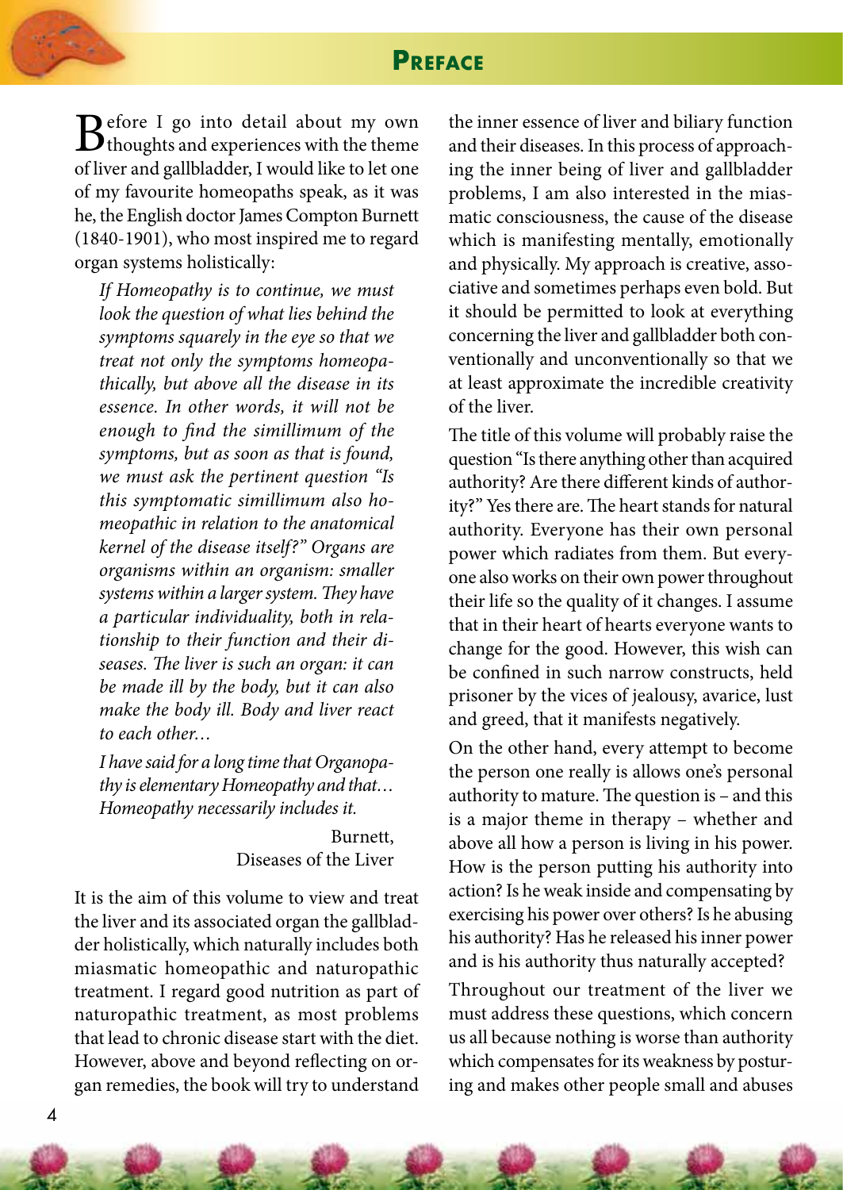# Preface

Before I go into detail about my own thoughts and experiences with the theme of liver and gallbladder, I would like to let one of my favourite homeopaths speak, as it was he, the English doctor James Compton Burnett (1840-1901), who most inspired me to regard organ systems holistically:

> *If Homeopathy is to continue, we must look the question of what lies behind the symptoms squarely in the eye so that we treat not only the symptoms homeopathically, but above all the disease in its essence. In other words, it will not be enough to find the simillimum of the symptoms, but as soon as that is found, we must ask the pertinent question "Is this symptomatic simillimum also homeopathic in relation to the anatomical kernel of the disease itself?" Organs are organisms within an organism: smaller systems within a larger system. They have a particular individuality, both in relationship to their function and their diseases. The liver is such an organ: it can be made ill by the body, but it can also make the body ill. Body and liver react to each other…*
>
> *I have said for a long time that Organopathy is elementary Homeopathy and that… Homeopathy necessarily includes it.*
>
> Burnett,
> Diseases of the Liver

It is the aim of this volume to view and treat the liver and its associated organ the gallbladder holistically, which naturally includes both miasmatic homeopathic and naturopathic treatment. I regard good nutrition as part of naturopathic treatment, as most problems that lead to chronic disease start with the diet. However, above and beyond reflecting on organ remedies, the book will try to understand the inner essence of liver and biliary function and their diseases. In this process of approaching the inner being of liver and gallbladder problems, I am also interested in the miasmatic consciousness, the cause of the disease which is manifesting mentally, emotionally and physically. My approach is creative, associative and sometimes perhaps even bold. But it should be permitted to look at everything concerning the liver and gallbladder both conventionally and unconventionally so that we at least approximate the incredible creativity of the liver.

The title of this volume will probably raise the question "Is there anything other than acquired authority? Are there different kinds of authority?" Yes there are. The heart stands for natural authority. Everyone has their own personal power which radiates from them. But everyone also works on their own power throughout their life so the quality of it changes. I assume that in their heart of hearts everyone wants to change for the good. However, this wish can be confined in such narrow constructs, held prisoner by the vices of jealousy, avarice, lust and greed, that it manifests negatively.

On the other hand, every attempt to become the person one really is allows one's personal authority to mature. The question is – and this is a major theme in therapy – whether and above all how a person is living in his power. How is the person putting his authority into action? Is he weak inside and compensating by exercising his power over others? Is he abusing his authority? Has he released his inner power and is his authority thus naturally accepted?

Throughout our treatment of the liver we must address these questions, which concern us all because nothing is worse than authority which compensates for its weakness by posturing and makes other people small and abuses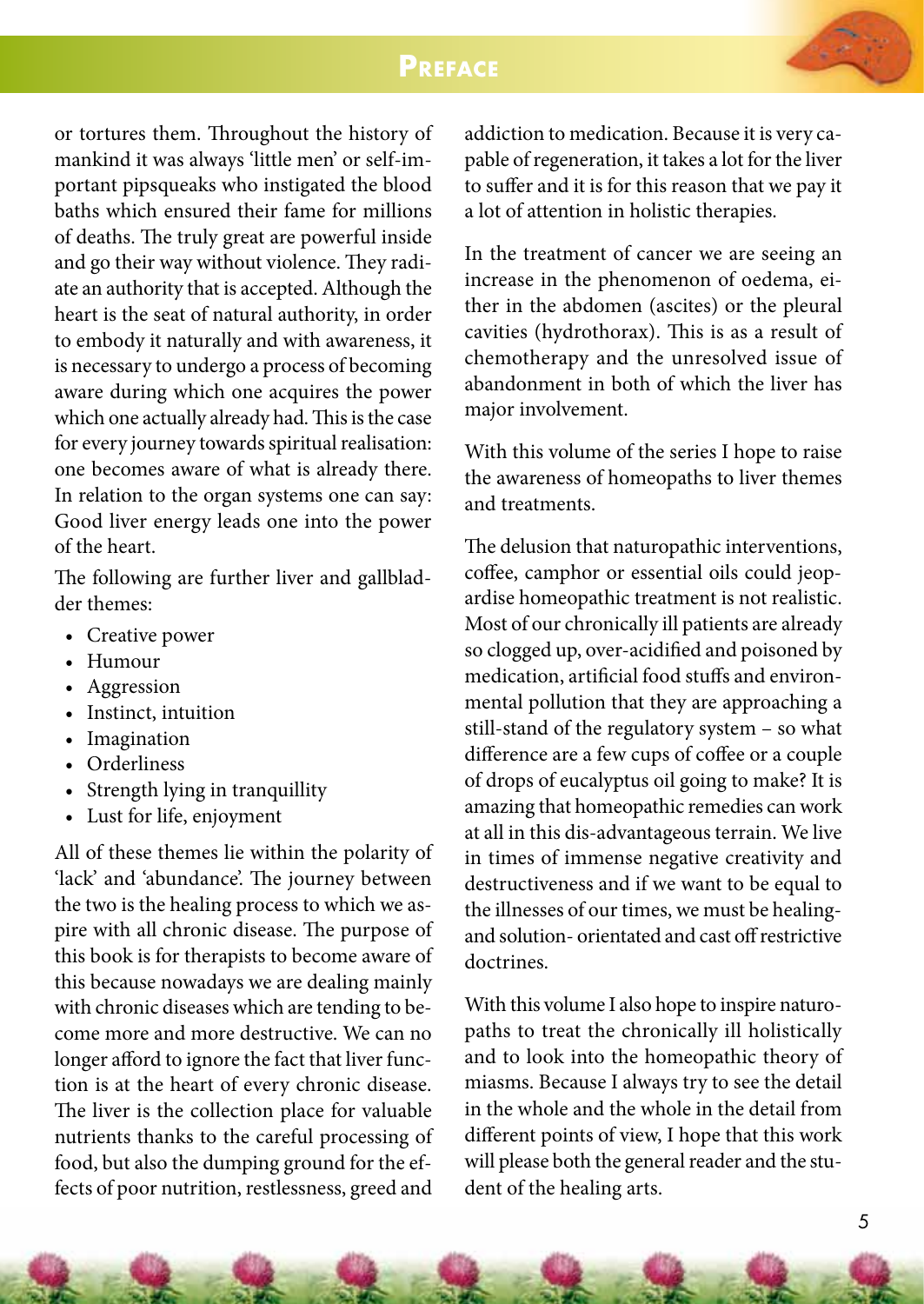or tortures them. Throughout the history of mankind it was always 'little men' or self-important pipsqueaks who instigated the blood baths which ensured their fame for millions of deaths. The truly great are powerful inside and go their way without violence. They radiate an authority that is accepted. Although the heart is the seat of natural authority, in order to embody it naturally and with awareness, it is necessary to undergo a process of becoming aware during which one acquires the power which one actually already had. This is the case for every journey towards spiritual realisation: one becomes aware of what is already there. In relation to the organ systems one can say: Good liver energy leads one into the power of the heart.

The following are further liver and gallbladder themes:

- Creative power
- Humour
- Aggression
- Instinct, intuition
- Imagination
- Orderliness
- Strength lying in tranquillity
- Lust for life, enjoyment

All of these themes lie within the polarity of 'lack' and 'abundance'. The journey between the two is the healing process to which we aspire with all chronic disease. The purpose of this book is for therapists to become aware of this because nowadays we are dealing mainly with chronic diseases which are tending to become more and more destructive. We can no longer afford to ignore the fact that liver function is at the heart of every chronic disease. The liver is the collection place for valuable nutrients thanks to the careful processing of food, but also the dumping ground for the effects of poor nutrition, restlessness, greed and addiction to medication. Because it is very capable of regeneration, it takes a lot for the liver to suffer and it is for this reason that we pay it a lot of attention in holistic therapies.

In the treatment of cancer we are seeing an increase in the phenomenon of oedema, either in the abdomen (ascites) or the pleural cavities (hydrothorax). This is as a result of chemotherapy and the unresolved issue of abandonment in both of which the liver has major involvement.

With this volume of the series I hope to raise the awareness of homeopaths to liver themes and treatments.

The delusion that naturopathic interventions, coffee, camphor or essential oils could jeopardise homeopathic treatment is not realistic. Most of our chronically ill patients are already so clogged up, over-acidified and poisoned by medication, artificial food stuffs and environmental pollution that they are approaching a still-stand of the regulatory system – so what difference are a few cups of coffee or a couple of drops of eucalyptus oil going to make? It is amazing that homeopathic remedies can work at all in this dis-advantageous terrain. We live in times of immense negative creativity and destructiveness and if we want to be equal to the illnesses of our times, we must be healing- and solution- orientated and cast off restrictive doctrines.

With this volume I also hope to inspire naturopaths to treat the chronically ill holistically and to look into the homeopathic theory of miasms. Because I always try to see the detail in the whole and the whole in the detail from different points of view, I hope that this work will please both the general reader and the student of the healing arts.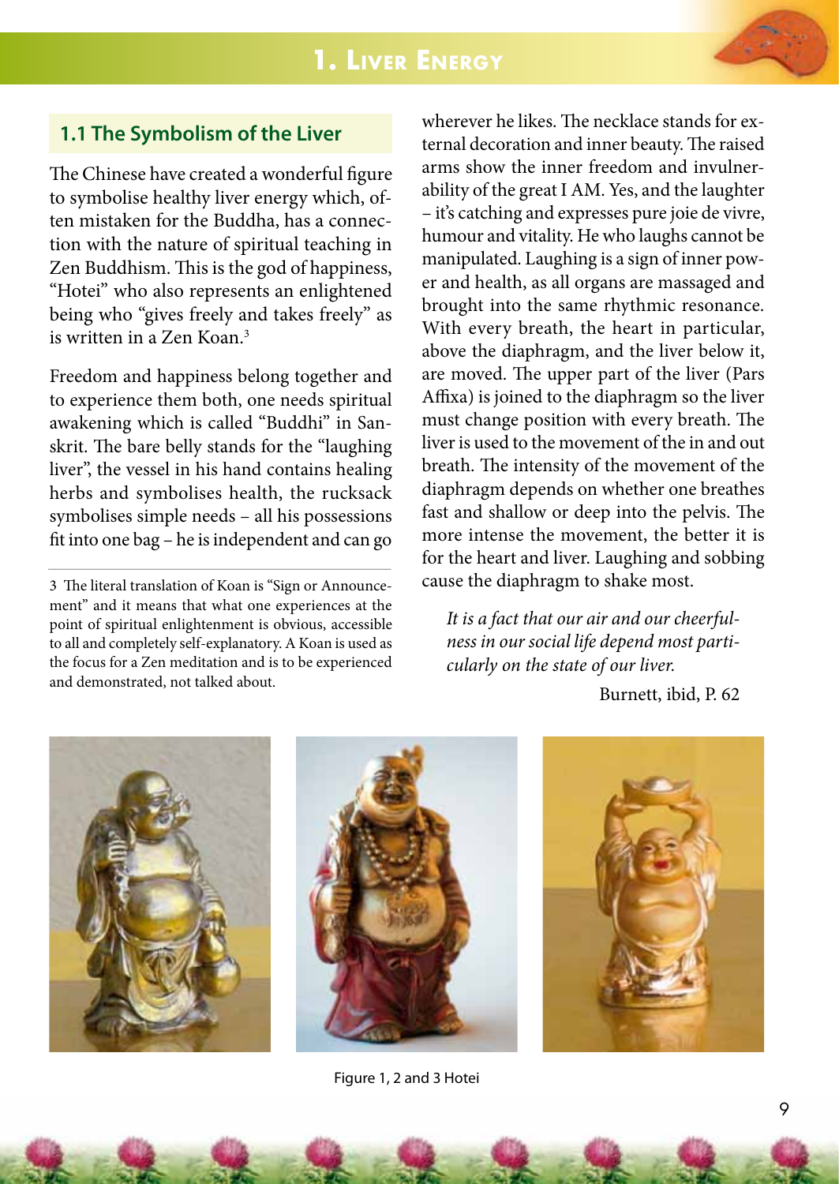## 1.1 The Symbolism of the Liver

The Chinese have created a wonderful figure to symbolise healthy liver energy which, often mistaken for the Buddha, has a connection with the nature of spiritual teaching in Zen Buddhism. This is the god of happiness, "Hotei" who also represents an enlightened being who "gives freely and takes freely" as is written in a Zen Koan.[3]

Freedom and happiness belong together and to experience them both, one needs spiritual awakening which is called "Buddhi" in Sanskrit. The bare belly stands for the "laughing liver", the vessel in his hand contains healing herbs and symbolises health, the rucksack symbolises simple needs – all his possessions fit into one bag – he is independent and can go wherever he likes. The necklace stands for external decoration and inner beauty. The raised arms show the inner freedom and invulnerability of the great I AM. Yes, and the laughter – it's catching and expresses pure joie de vivre, humour and vitality. He who laughs cannot be manipulated. Laughing is a sign of inner power and health, as all organs are massaged and brought into the same rhythmic resonance. With every breath, the heart in particular, above the diaphragm, and the liver below it, are moved. The upper part of the liver (Pars Affixa) is joined to the diaphragm so the liver must change position with every breath. The liver is used to the movement of the in and out breath. The intensity of the movement of the diaphragm depends on whether one breathes fast and shallow or deep into the pelvis. The more intense the movement, the better it is for the heart and liver. Laughing and sobbing cause the diaphragm to shake most.

> *It is a fact that our air and our cheerfulness in our social life depend most particularly on the state of our liver.*
>
> Burnett, ibid, P. 62

Figure 1, 2 and 3 Hotei

---

3 The literal translation of Koan is "Sign or Announcement" and it means that what one experiences at the point of spiritual enlightenment is obvious, accessible to all and completely self-explanatory. A Koan is used as the focus for a Zen meditation and is to be experienced and demonstrated, not talked about.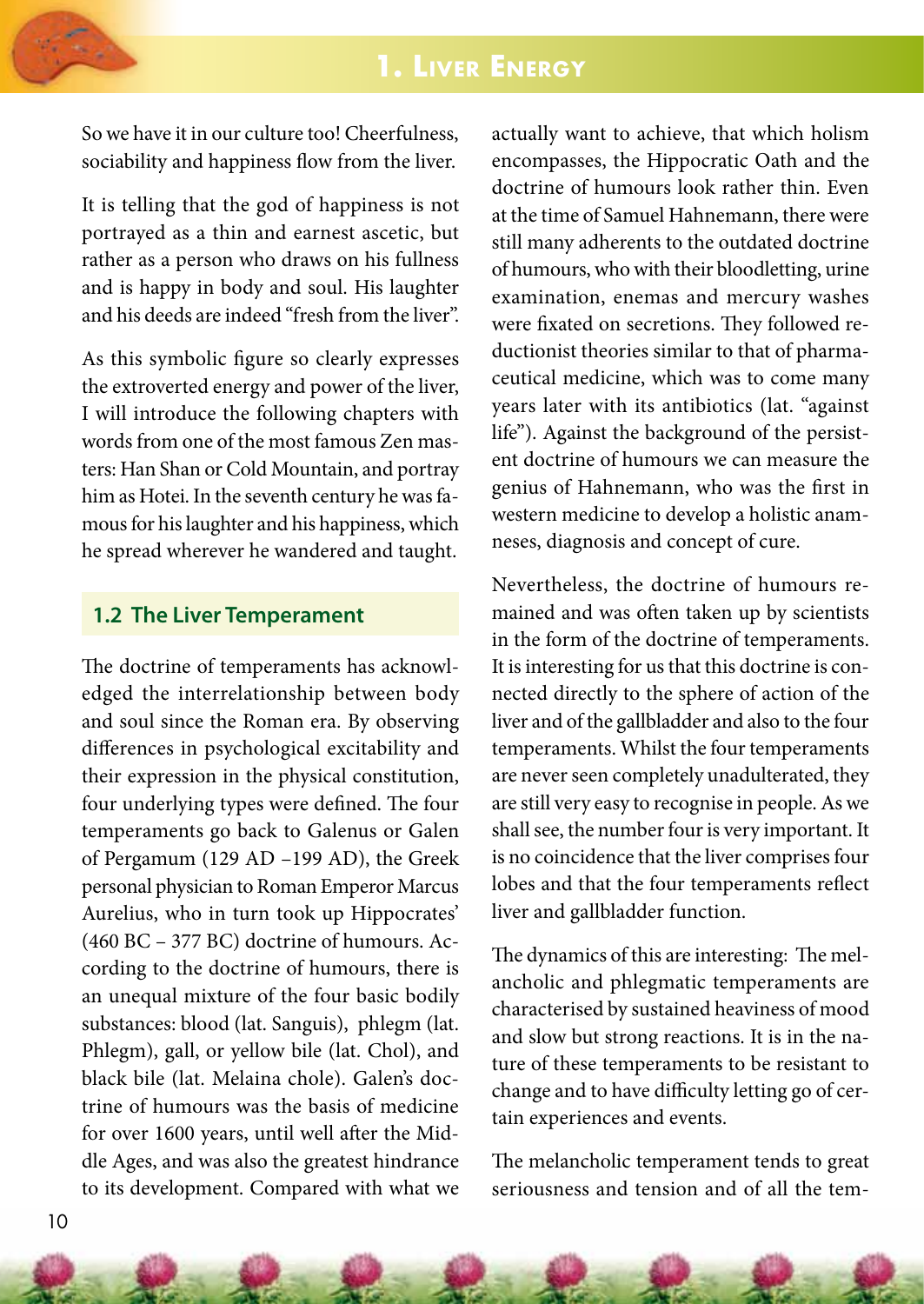So we have it in our culture too! Cheerfulness, sociability and happiness flow from the liver.

It is telling that the god of happiness is not portrayed as a thin and earnest ascetic, but rather as a person who draws on his fullness and is happy in body and soul. His laughter and his deeds are indeed "fresh from the liver".

As this symbolic figure so clearly expresses the extroverted energy and power of the liver, I will introduce the following chapters with words from one of the most famous Zen masters: Han Shan or Cold Mountain, and portray him as Hotei. In the seventh century he was famous for his laughter and his happiness, which he spread wherever he wandered and taught.

## 1.2 The Liver Temperament

The doctrine of temperaments has acknowledged the interrelationship between body and soul since the Roman era. By observing differences in psychological excitability and their expression in the physical constitution, four underlying types were defined. The four temperaments go back to Galenus or Galen of Pergamum (129 AD –199 AD), the Greek personal physician to Roman Emperor Marcus Aurelius, who in turn took up Hippocrates' (460 BC – 377 BC) doctrine of humours. According to the doctrine of humours, there is an unequal mixture of the four basic bodily substances: blood (lat. Sanguis), phlegm (lat. Phlegm), gall, or yellow bile (lat. Chol), and black bile (lat. Melaina chole). Galen's doctrine of humours was the basis of medicine for over 1600 years, until well after the Middle Ages, and was also the greatest hindrance to its development. Compared with what we actually want to achieve, that which holism encompasses, the Hippocratic Oath and the doctrine of humours look rather thin. Even at the time of Samuel Hahnemann, there were still many adherents to the outdated doctrine of humours, who with their bloodletting, urine examination, enemas and mercury washes were fixated on secretions. They followed reductionist theories similar to that of pharmaceutical medicine, which was to come many years later with its antibiotics (lat. "against life"). Against the background of the persistent doctrine of humours we can measure the genius of Hahnemann, who was the first in western medicine to develop a holistic anamneses, diagnosis and concept of cure.

Nevertheless, the doctrine of humours remained and was often taken up by scientists in the form of the doctrine of temperaments. It is interesting for us that this doctrine is connected directly to the sphere of action of the liver and of the gallbladder and also to the four temperaments. Whilst the four temperaments are never seen completely unadulterated, they are still very easy to recognise in people. As we shall see, the number four is very important. It is no coincidence that the liver comprises four lobes and that the four temperaments reflect liver and gallbladder function.

The dynamics of this are interesting: The melancholic and phlegmatic temperaments are characterised by sustained heaviness of mood and slow but strong reactions. It is in the nature of these temperaments to be resistant to change and to have difficulty letting go of certain experiences and events.

The melancholic temperament tends to great seriousness and tension and of all the tem-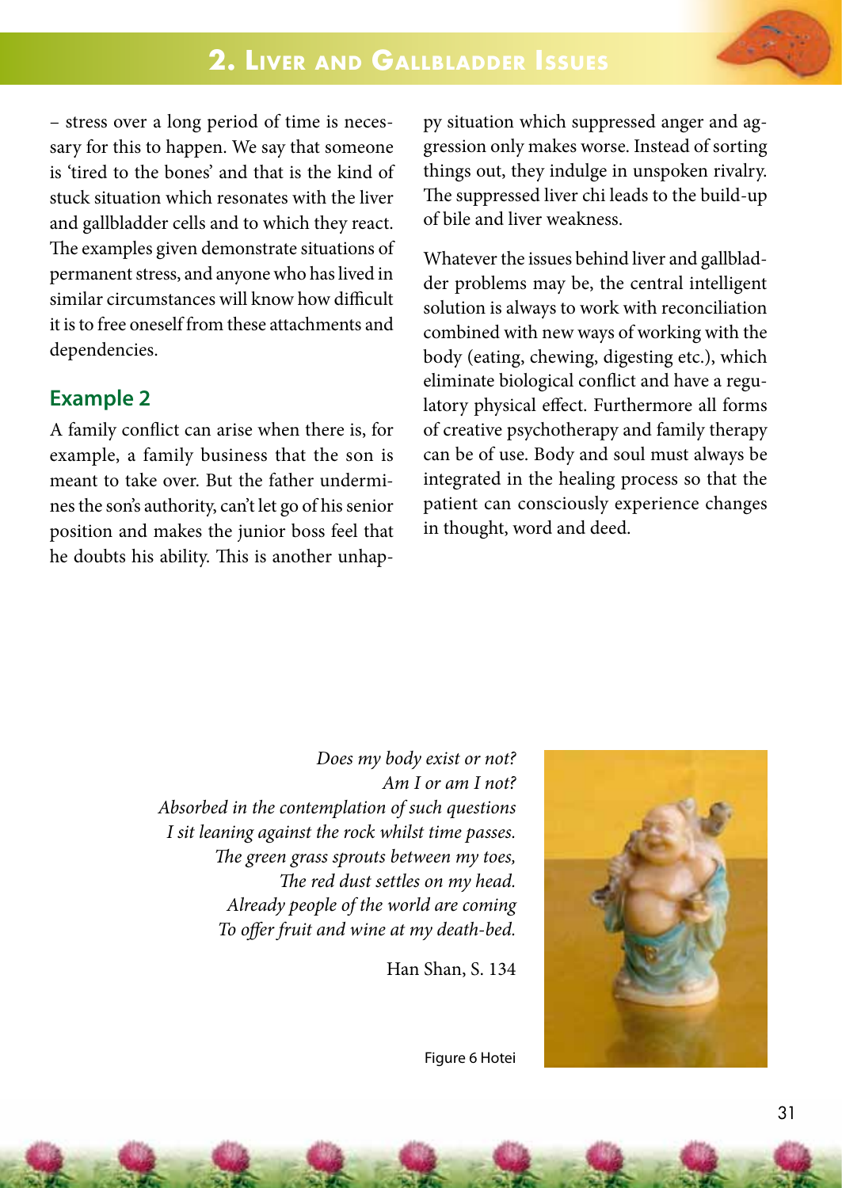– stress over a long period of time is necessary for this to happen. We say that someone is 'tired to the bones' and that is the kind of stuck situation which resonates with the liver and gallbladder cells and to which they react. The examples given demonstrate situations of permanent stress, and anyone who has lived in similar circumstances will know how difficult it is to free oneself from these attachments and dependencies.

## Example 2

A family conflict can arise when there is, for example, a family business that the son is meant to take over. But the father undermines the son's authority, can't let go of his senior position and makes the junior boss feel that he doubts his ability. This is another unhappy situation which suppressed anger and aggression only makes worse. Instead of sorting things out, they indulge in unspoken rivalry. The suppressed liver chi leads to the build-up of bile and liver weakness.

Whatever the issues behind liver and gallbladder problems may be, the central intelligent solution is always to work with reconciliation combined with new ways of working with the body (eating, chewing, digesting etc.), which eliminate biological conflict and have a regulatory physical effect. Furthermore all forms of creative psychotherapy and family therapy can be of use. Body and soul must always be integrated in the healing process so that the patient can consciously experience changes in thought, word and deed.

*Does my body exist or not?*
*Am I or am I not?*
*Absorbed in the contemplation of such questions*
*I sit leaning against the rock whilst time passes.*
*The green grass sprouts between my toes,*
*The red dust settles on my head.*
*Already people of the world are coming*
*To offer fruit and wine at my death-bed.*

Han Shan, S. 134

Figure 6 Hotei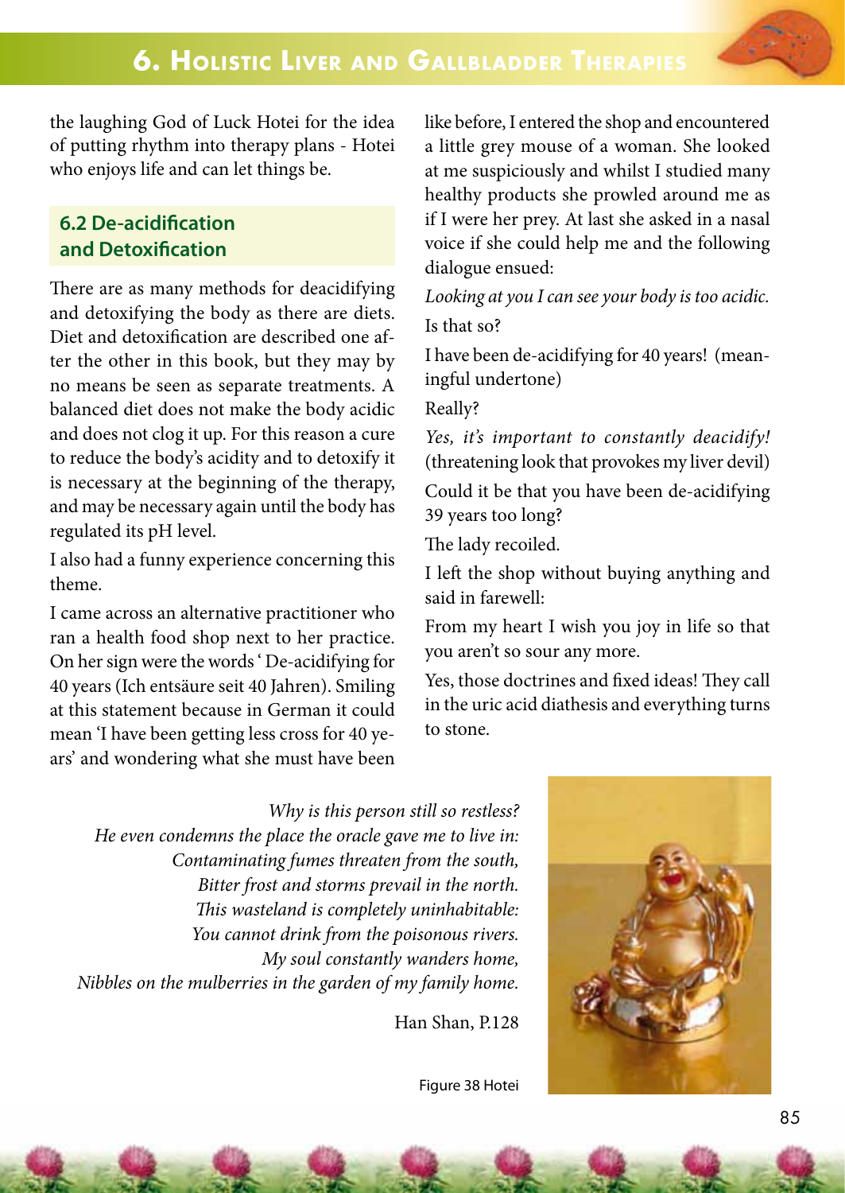the laughing God of Luck Hotei for the idea of putting rhythm into therapy plans - Hotei who enjoys life and can let things be.

## 6.2 De-acidification and Detoxification

There are as many methods for deacidifying and detoxifying the body as there are diets. Diet and detoxification are described one after the other in this book, but they may by no means be seen as separate treatments. A balanced diet does not make the body acidic and does not clog it up. For this reason a cure to reduce the body's acidity and to detoxify it is necessary at the beginning of the therapy, and may be necessary again until the body has regulated its pH level.

I also had a funny experience concerning this theme.

I came across an alternative practitioner who ran a health food shop next to her practice. On her sign were the words ' De-acidifying for 40 years (Ich entsäure seit 40 Jahren). Smiling at this statement because in German it could mean 'I have been getting less cross for 40 years' and wondering what she must have been like before, I entered the shop and encountered a little grey mouse of a woman. She looked at me suspiciously and whilst I studied many healthy products she prowled around me as if I were her prey. At last she asked in a nasal voice if she could help me and the following dialogue ensued:

*Looking at you I can see your body is too acidic.*

Is that so?

I have been de-acidifying for 40 years! (meaningful undertone)

Really?

*Yes, it's important to constantly deacidify!* (threatening look that provokes my liver devil)

Could it be that you have been de-acidifying 39 years too long?

The lady recoiled.

I left the shop without buying anything and said in farewell:

From my heart I wish you joy in life so that you aren't so sour any more.

Yes, those doctrines and fixed ideas! They call in the uric acid diathesis and everything turns to stone.

*Why is this person still so restless?*
*He even condemns the place the oracle gave me to live in:*
*Contaminating fumes threaten from the south,*
*Bitter frost and storms prevail in the north.*
*This wasteland is completely uninhabitable:*
*You cannot drink from the poisonous rivers.*
*My soul constantly wanders home,*
*Nibbles on the mulberries in the garden of my family home.*

Han Shan, P.128

Figure 38 Hotei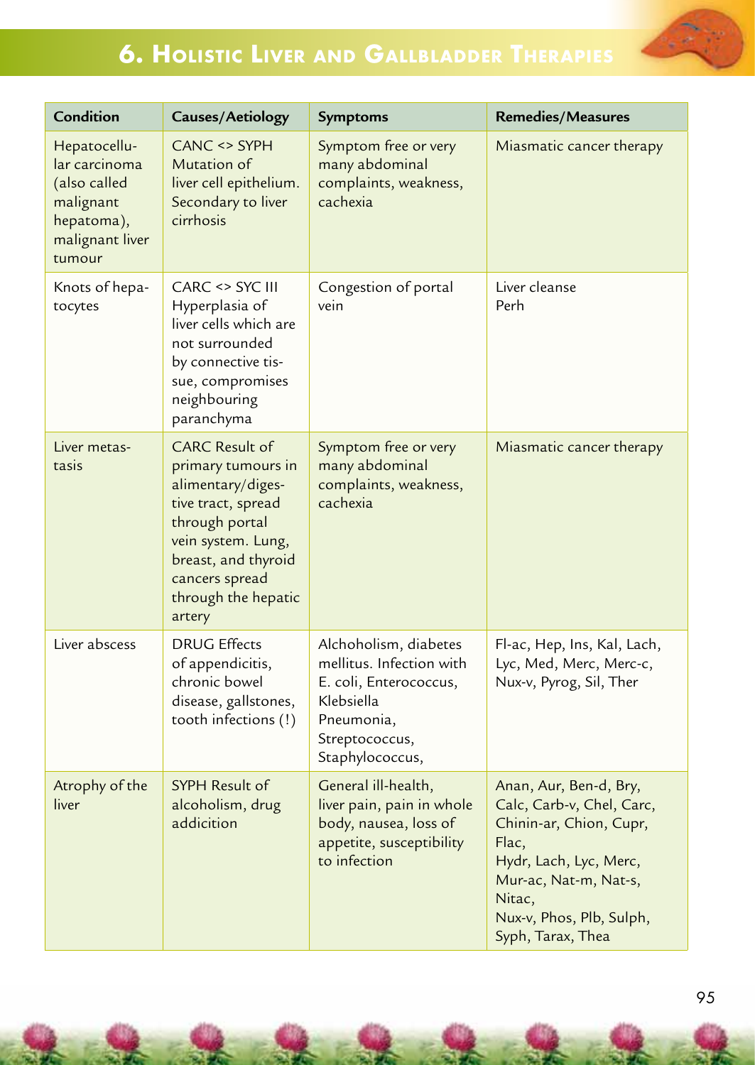## 6. Holistic Liver and Gallbladder Therapies

| Condition | Causes/Aetiology | Symptoms | Remedies/Measures |
|---|---|---|---|
| Hepatocellular carcinoma (also called malignant hepatoma), malignant liver tumour | CANC <> SYPH Mutation of liver cell epithelium. Secondary to liver cirrhosis | Symptom free or very many abdominal complaints, weakness, cachexia | Miasmatic cancer therapy |
| Knots of hepatocytes | CARC <> SYC III Hyperplasia of liver cells which are not surrounded by connective tissue, compromises neighbouring paranchyma | Congestion of portal vein | Liver cleanse<br>Perh |
| Liver metastasis | CARC Result of primary tumours in alimentary/digestive tract, spread through portal vein system. Lung, breast, and thyroid cancers spread through the hepatic artery | Symptom free or very many abdominal complaints, weakness, cachexia | Miasmatic cancer therapy |
| Liver abscess | DRUG Effects of appendicitis, chronic bowel disease, gallstones, tooth infections (!) | Alchoholism, diabetes mellitus. Infection with E. coli, Enterococcus, Klebsiella Pneumonia, Streptococcus, Staphylococcus, | Fl-ac, Hep, Ins, Kal, Lach, Lyc, Med, Merc, Merc-c, Nux-v, Pyrog, Sil, Ther |
| Atrophy of the liver | SYPH Result of alcoholism, drug addicition | General ill-health, liver pain, pain in whole body, nausea, loss of appetite, susceptibility to infection | Anan, Aur, Ben-d, Bry, Calc, Carb-v, Chel, Carc, Chinin-ar, Chion, Cupr, Flac, Hydr, Lach, Lyc, Merc, Mur-ac, Nat-m, Nat-s, Nitac, Nux-v, Phos, Plb, Sulph, Syph, Tarax, Thea |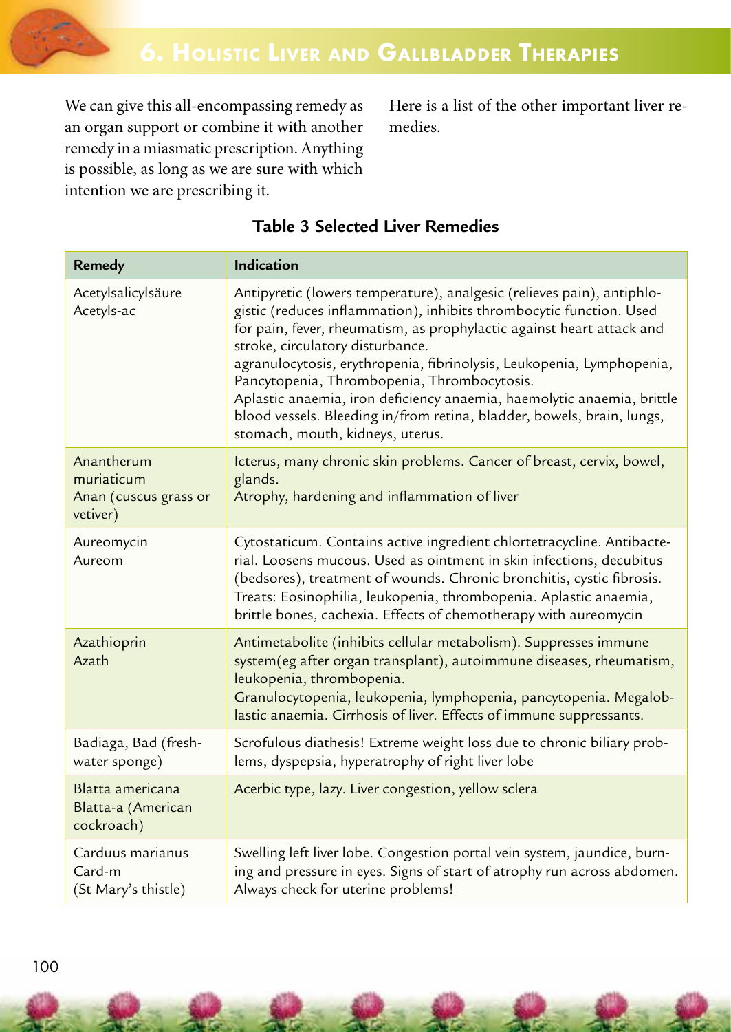We can give this all-encompassing remedy as an organ support or combine it with another remedy in a miasmatic prescription. Anything is possible, as long as we are sure with which intention we are prescribing it.

Here is a list of the other important liver remedies.

**Table 3 Selected Liver Remedies**

| Remedy | Indication |
|---|---|
| Acetylsalicylsäure<br>Acetyls-ac | Antipyretic (lowers temperature), analgesic (relieves pain), antiphlogistic (reduces inflammation), inhibits thrombocytic function. Used for pain, fever, rheumatism, as prophylactic against heart attack and stroke, circulatory disturbance.<br>agranulocytosis, erythropenia, fibrinolysis, Leukopenia, Lymphopenia, Pancytopenia, Thrombopenia, Thrombocytosis.<br>Aplastic anaemia, iron deficiency anaemia, haemolytic anaemia, brittle blood vessels. Bleeding in/from retina, bladder, bowels, brain, lungs, stomach, mouth, kidneys, uterus. |
| Anantherum muriaticum<br>Anan (cuscus grass or vetiver) | Icterus, many chronic skin problems. Cancer of breast, cervix, bowel, glands.<br>Atrophy, hardening and inflammation of liver |
| Aureomycin<br>Aureom | Cytostaticum. Contains active ingredient chlortetracycline. Antibacterial. Loosens mucous. Used as ointment in skin infections, decubitus (bedsores), treatment of wounds. Chronic bronchitis, cystic fibrosis. Treats: Eosinophilia, leukopenia, thrombopenia. Aplastic anaemia, brittle bones, cachexia. Effects of chemotherapy with aureomycin |
| Azathioprin<br>Azath | Antimetabolite (inhibits cellular metabolism). Suppresses immune system(eg after organ transplant), autoimmune diseases, rheumatism, leukopenia, thrombopenia.<br>Granulocytopenia, leukopenia, lymphopenia, pancytopenia. Megaloblastic anaemia. Cirrhosis of liver. Effects of immune suppressants. |
| Badiaga, Bad (fresh-water sponge) | Scrofulous diathesis! Extreme weight loss due to chronic biliary problems, dyspepsia, hyperatrophy of right liver lobe |
| Blatta americana<br>Blatta-a (American cockroach) | Acerbic type, lazy. Liver congestion, yellow sclera |
| Carduus marianus<br>Card-m<br>(St Mary's thistle) | Swelling left liver lobe. Congestion portal vein system, jaundice, burning and pressure in eyes. Signs of start of atrophy run across abdomen. Always check for uterine problems! |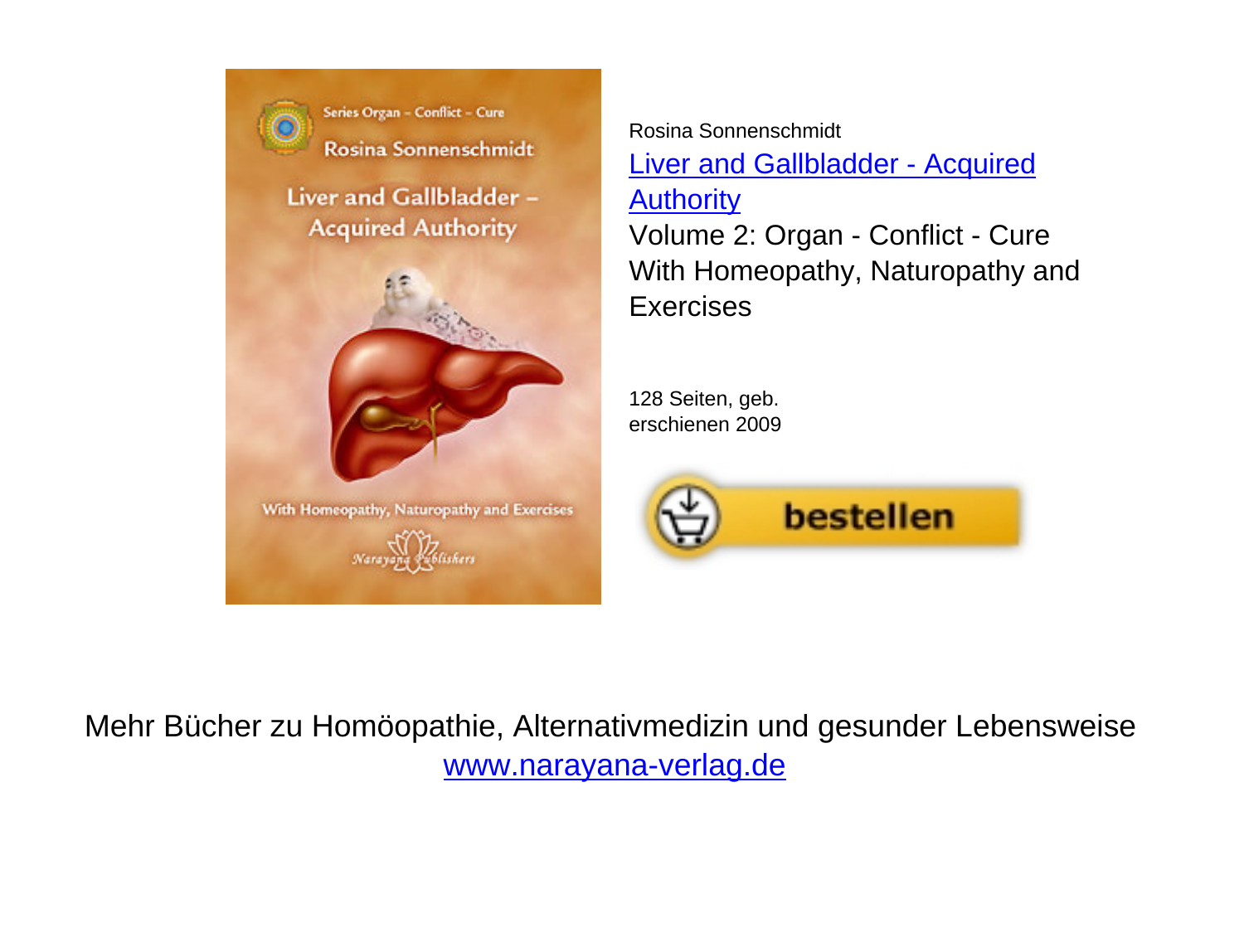Rosina Sonnenschmidt

Liver and Gallbladder - Acquired Authority

Volume 2: Organ - Conflict - Cure
With Homeopathy, Naturopathy and Exercises

128 Seiten, geb.
erschienen 2009

bestellen

Mehr Bücher zu Homöopathie, Alternativmedizin und gesunder Lebensweise
www.narayana-verlag.de